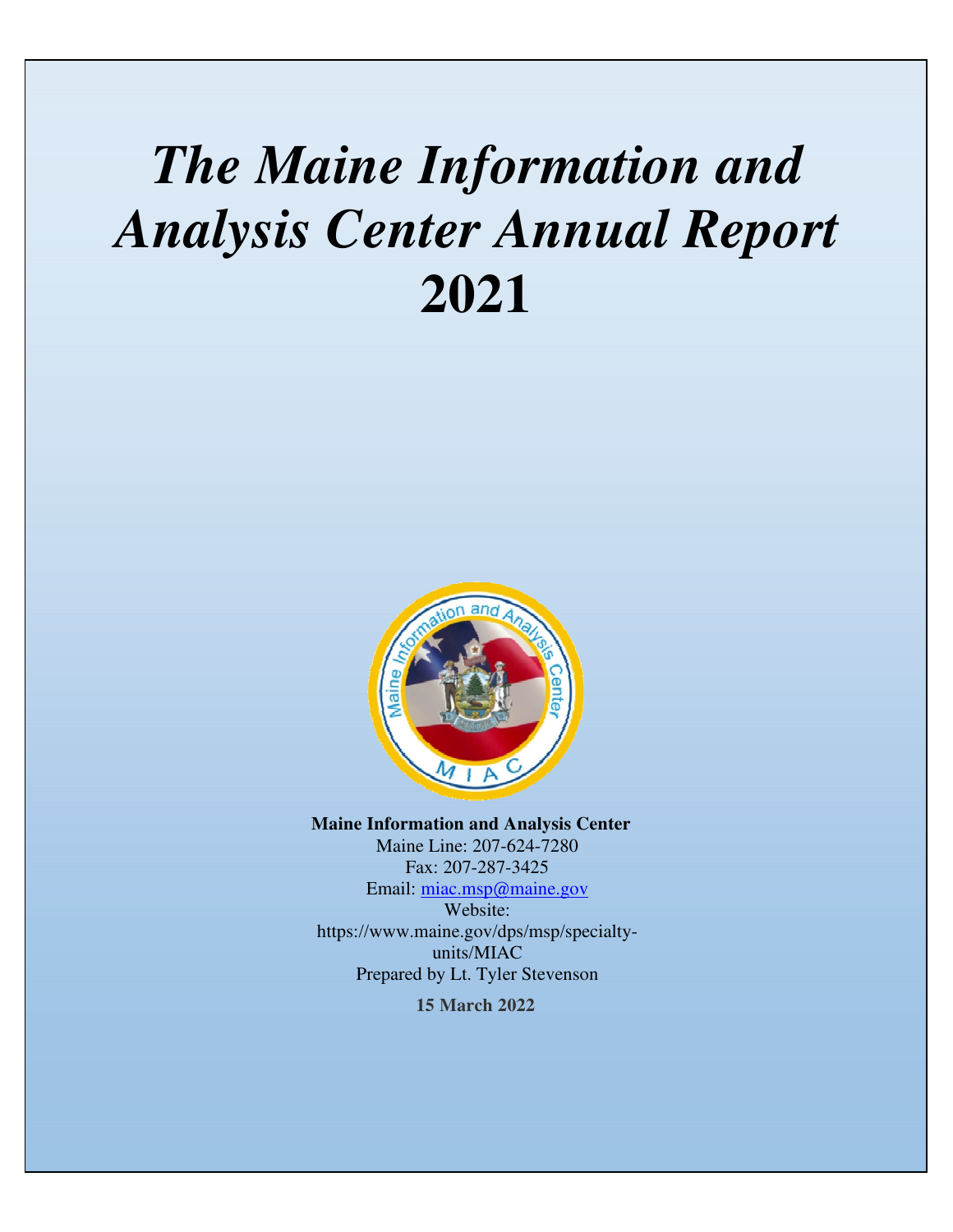# *The Maine Information and Analysis Center Annual Report* 2021

**Maine Information and Analysis Center**

Maine Line: 207-624-7280

Fax: 207-287-3425

Email: miac.msp@maine.gov

Website: https://www.maine.gov/dps/msp/specialty-units/MIAC

Prepared by Lt. Tyler Stevenson

**15 March 2022**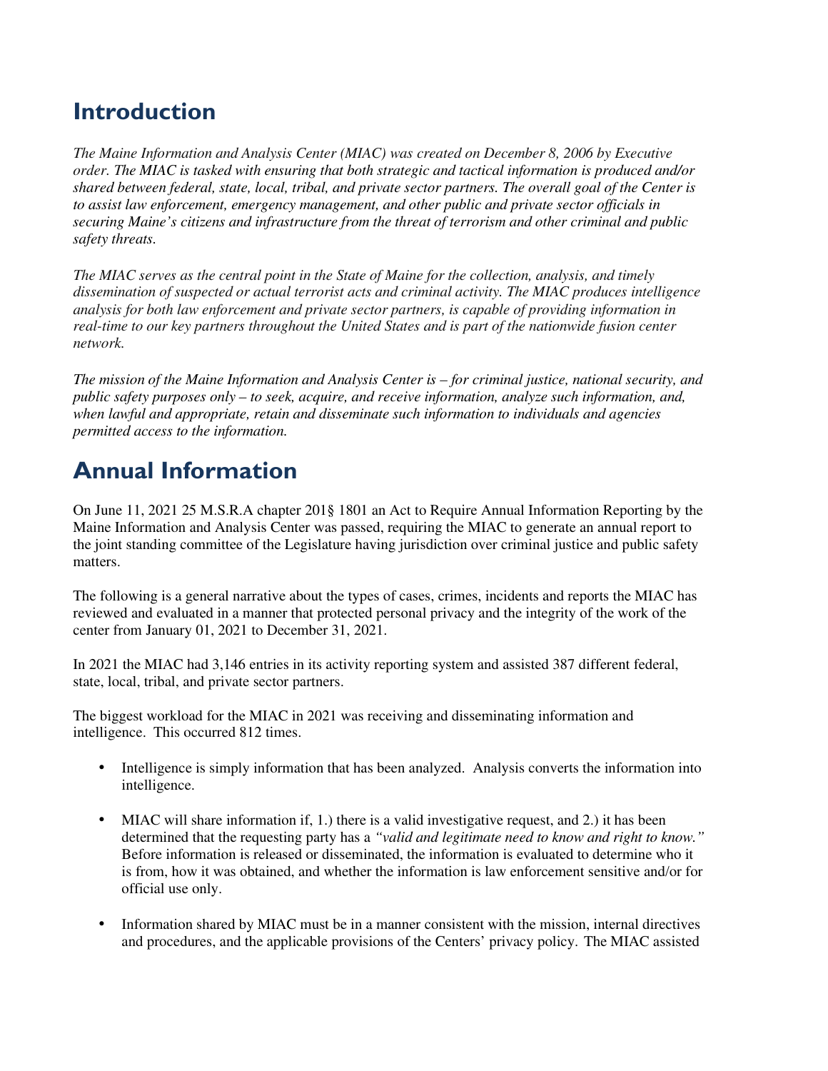## Introduction

*The Maine Information and Analysis Center (MIAC) was created on December 8, 2006 by Executive order. The MIAC is tasked with ensuring that both strategic and tactical information is produced and/or shared between federal, state, local, tribal, and private sector partners. The overall goal of the Center is to assist law enforcement, emergency management, and other public and private sector officials in securing Maine's citizens and infrastructure from the threat of terrorism and other criminal and public safety threats.*

*The MIAC serves as the central point in the State of Maine for the collection, analysis, and timely dissemination of suspected or actual terrorist acts and criminal activity. The MIAC produces intelligence analysis for both law enforcement and private sector partners, is capable of providing information in real-time to our key partners throughout the United States and is part of the nationwide fusion center network.*

*The mission of the Maine Information and Analysis Center is – for criminal justice, national security, and public safety purposes only – to seek, acquire, and receive information, analyze such information, and, when lawful and appropriate, retain and disseminate such information to individuals and agencies permitted access to the information.*

## Annual Information

On June 11, 2021 25 M.S.R.A chapter 201§ 1801 an Act to Require Annual Information Reporting by the Maine Information and Analysis Center was passed, requiring the MIAC to generate an annual report to the joint standing committee of the Legislature having jurisdiction over criminal justice and public safety matters.

The following is a general narrative about the types of cases, crimes, incidents and reports the MIAC has reviewed and evaluated in a manner that protected personal privacy and the integrity of the work of the center from January 01, 2021 to December 31, 2021.

In 2021 the MIAC had 3,146 entries in its activity reporting system and assisted 387 different federal, state, local, tribal, and private sector partners.

The biggest workload for the MIAC in 2021 was receiving and disseminating information and intelligence. This occurred 812 times.

- Intelligence is simply information that has been analyzed. Analysis converts the information into intelligence.
- MIAC will share information if, 1.) there is a valid investigative request, and 2.) it has been determined that the requesting party has a *"valid and legitimate need to know and right to know."* Before information is released or disseminated, the information is evaluated to determine who it is from, how it was obtained, and whether the information is law enforcement sensitive and/or for official use only.
- Information shared by MIAC must be in a manner consistent with the mission, internal directives and procedures, and the applicable provisions of the Centers' privacy policy. The MIAC assisted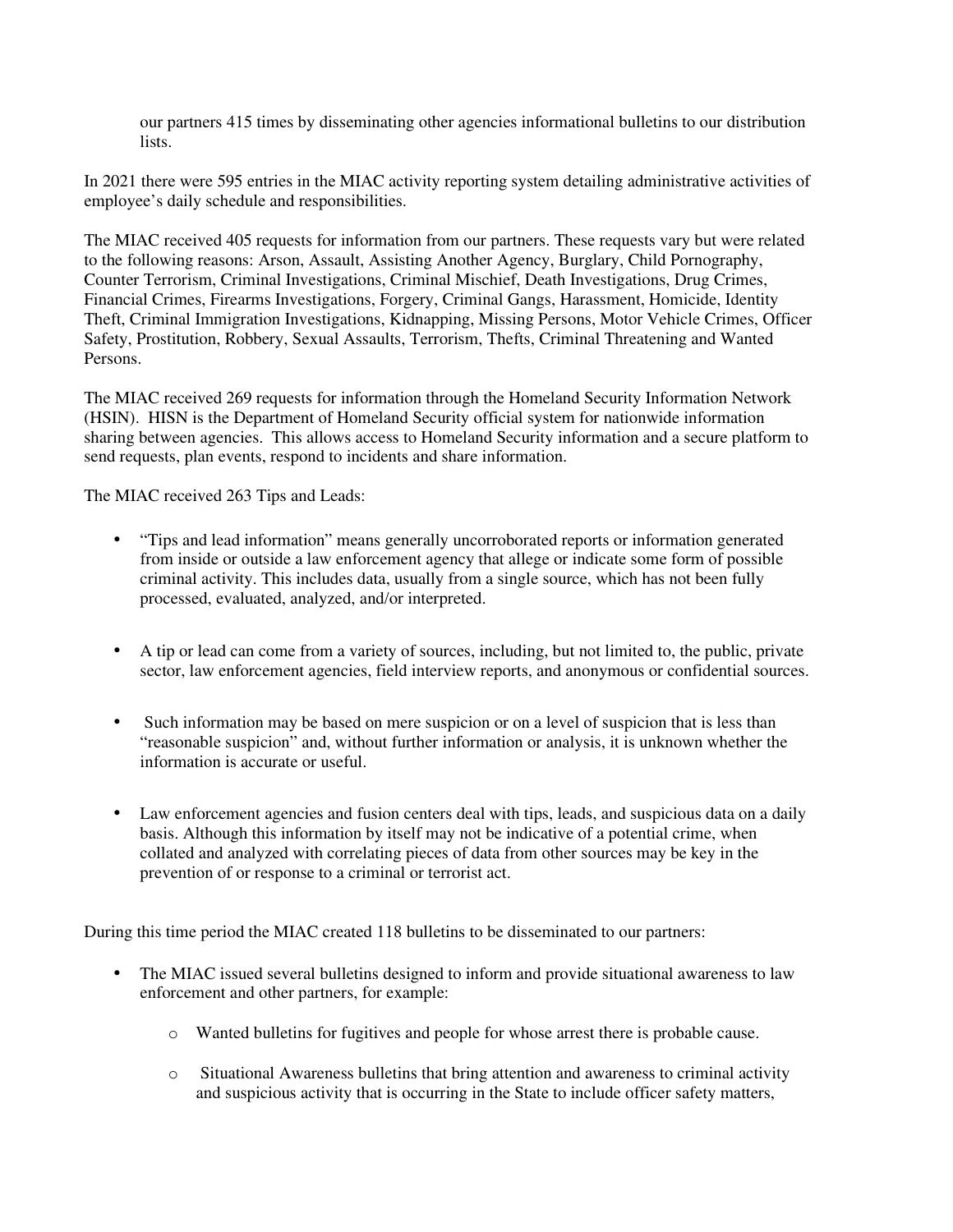our partners 415 times by disseminating other agencies informational bulletins to our distribution lists.

In 2021 there were 595 entries in the MIAC activity reporting system detailing administrative activities of employee's daily schedule and responsibilities.

The MIAC received 405 requests for information from our partners. These requests vary but were related to the following reasons: Arson, Assault, Assisting Another Agency, Burglary, Child Pornography, Counter Terrorism, Criminal Investigations, Criminal Mischief, Death Investigations, Drug Crimes, Financial Crimes, Firearms Investigations, Forgery, Criminal Gangs, Harassment, Homicide, Identity Theft, Criminal Immigration Investigations, Kidnapping, Missing Persons, Motor Vehicle Crimes, Officer Safety, Prostitution, Robbery, Sexual Assaults, Terrorism, Thefts, Criminal Threatening and Wanted Persons.

The MIAC received 269 requests for information through the Homeland Security Information Network (HSIN). HISN is the Department of Homeland Security official system for nationwide information sharing between agencies. This allows access to Homeland Security information and a secure platform to send requests, plan events, respond to incidents and share information.

The MIAC received 263 Tips and Leads:

- "Tips and lead information" means generally uncorroborated reports or information generated from inside or outside a law enforcement agency that allege or indicate some form of possible criminal activity. This includes data, usually from a single source, which has not been fully processed, evaluated, analyzed, and/or interpreted.

- A tip or lead can come from a variety of sources, including, but not limited to, the public, private sector, law enforcement agencies, field interview reports, and anonymous or confidential sources.

- Such information may be based on mere suspicion or on a level of suspicion that is less than "reasonable suspicion" and, without further information or analysis, it is unknown whether the information is accurate or useful.

- Law enforcement agencies and fusion centers deal with tips, leads, and suspicious data on a daily basis. Although this information by itself may not be indicative of a potential crime, when collated and analyzed with correlating pieces of data from other sources may be key in the prevention of or response to a criminal or terrorist act.

During this time period the MIAC created 118 bulletins to be disseminated to our partners:

- The MIAC issued several bulletins designed to inform and provide situational awareness to law enforcement and other partners, for example:
  - Wanted bulletins for fugitives and people for whose arrest there is probable cause.
  - Situational Awareness bulletins that bring attention and awareness to criminal activity and suspicious activity that is occurring in the State to include officer safety matters,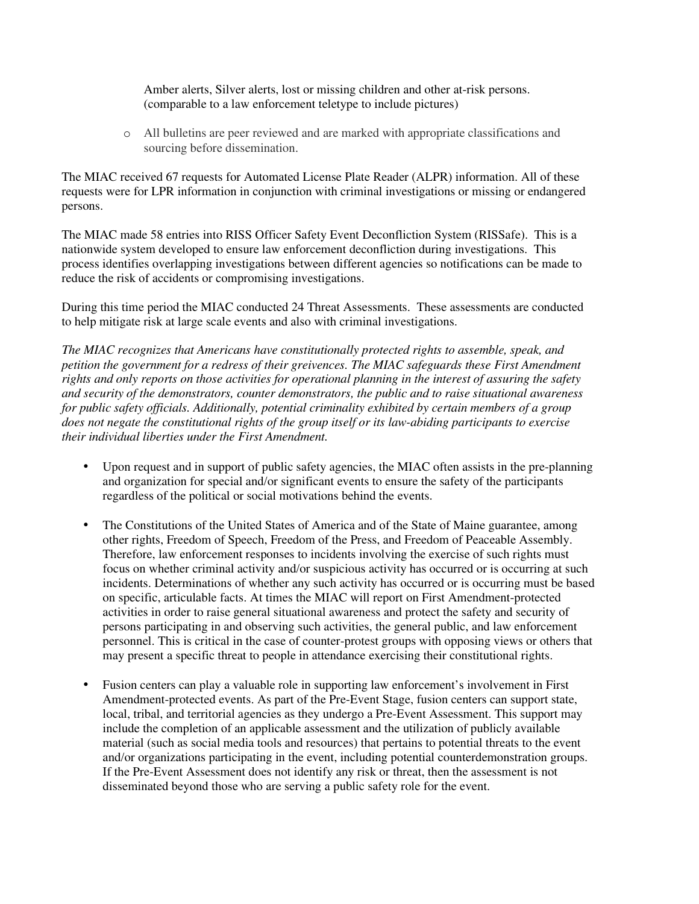Amber alerts, Silver alerts, lost or missing children and other at-risk persons. (comparable to a law enforcement teletype to include pictures)

- All bulletins are peer reviewed and are marked with appropriate classifications and sourcing before dissemination.

The MIAC received 67 requests for Automated License Plate Reader (ALPR) information. All of these requests were for LPR information in conjunction with criminal investigations or missing or endangered persons.

The MIAC made 58 entries into RISS Officer Safety Event Deconfliction System (RISSafe). This is a nationwide system developed to ensure law enforcement deconfliction during investigations. This process identifies overlapping investigations between different agencies so notifications can be made to reduce the risk of accidents or compromising investigations.

During this time period the MIAC conducted 24 Threat Assessments. These assessments are conducted to help mitigate risk at large scale events and also with criminal investigations.

*The MIAC recognizes that Americans have constitutionally protected rights to assemble, speak, and petition the government for a redress of their greivences. The MIAC safeguards these First Amendment rights and only reports on those activities for operational planning in the interest of assuring the safety and security of the demonstrators, counter demonstrators, the public and to raise situational awareness for public safety officials. Additionally, potential criminality exhibited by certain members of a group does not negate the constitutional rights of the group itself or its law-abiding participants to exercise their individual liberties under the First Amendment.*

- Upon request and in support of public safety agencies, the MIAC often assists in the pre-planning and organization for special and/or significant events to ensure the safety of the participants regardless of the political or social motivations behind the events.

- The Constitutions of the United States of America and of the State of Maine guarantee, among other rights, Freedom of Speech, Freedom of the Press, and Freedom of Peaceable Assembly. Therefore, law enforcement responses to incidents involving the exercise of such rights must focus on whether criminal activity and/or suspicious activity has occurred or is occurring at such incidents. Determinations of whether any such activity has occurred or is occurring must be based on specific, articulable facts. At times the MIAC will report on First Amendment-protected activities in order to raise general situational awareness and protect the safety and security of persons participating in and observing such activities, the general public, and law enforcement personnel. This is critical in the case of counter-protest groups with opposing views or others that may present a specific threat to people in attendance exercising their constitutional rights.

- Fusion centers can play a valuable role in supporting law enforcement's involvement in First Amendment-protected events. As part of the Pre-Event Stage, fusion centers can support state, local, tribal, and territorial agencies as they undergo a Pre-Event Assessment. This support may include the completion of an applicable assessment and the utilization of publicly available material (such as social media tools and resources) that pertains to potential threats to the event and/or organizations participating in the event, including potential counterdemonstration groups. If the Pre-Event Assessment does not identify any risk or threat, then the assessment is not disseminated beyond those who are serving a public safety role for the event.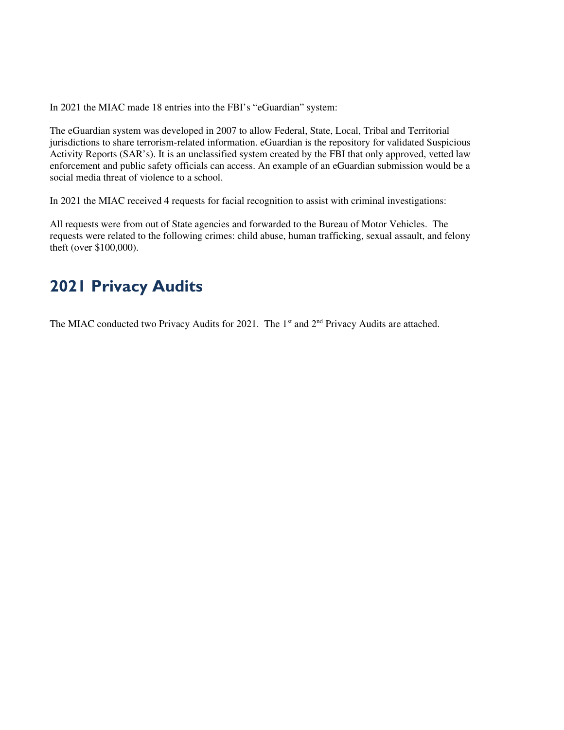In 2021 the MIAC made 18 entries into the FBI's "eGuardian" system:

The eGuardian system was developed in 2007 to allow Federal, State, Local, Tribal and Territorial jurisdictions to share terrorism-related information. eGuardian is the repository for validated Suspicious Activity Reports (SAR's). It is an unclassified system created by the FBI that only approved, vetted law enforcement and public safety officials can access. An example of an eGuardian submission would be a social media threat of violence to a school.

In 2021 the MIAC received 4 requests for facial recognition to assist with criminal investigations:

All requests were from out of State agencies and forwarded to the Bureau of Motor Vehicles. The requests were related to the following crimes: child abuse, human trafficking, sexual assault, and felony theft (over $100,000).

## 2021 Privacy Audits

The MIAC conducted two Privacy Audits for 2021. The 1st and 2nd Privacy Audits are attached.